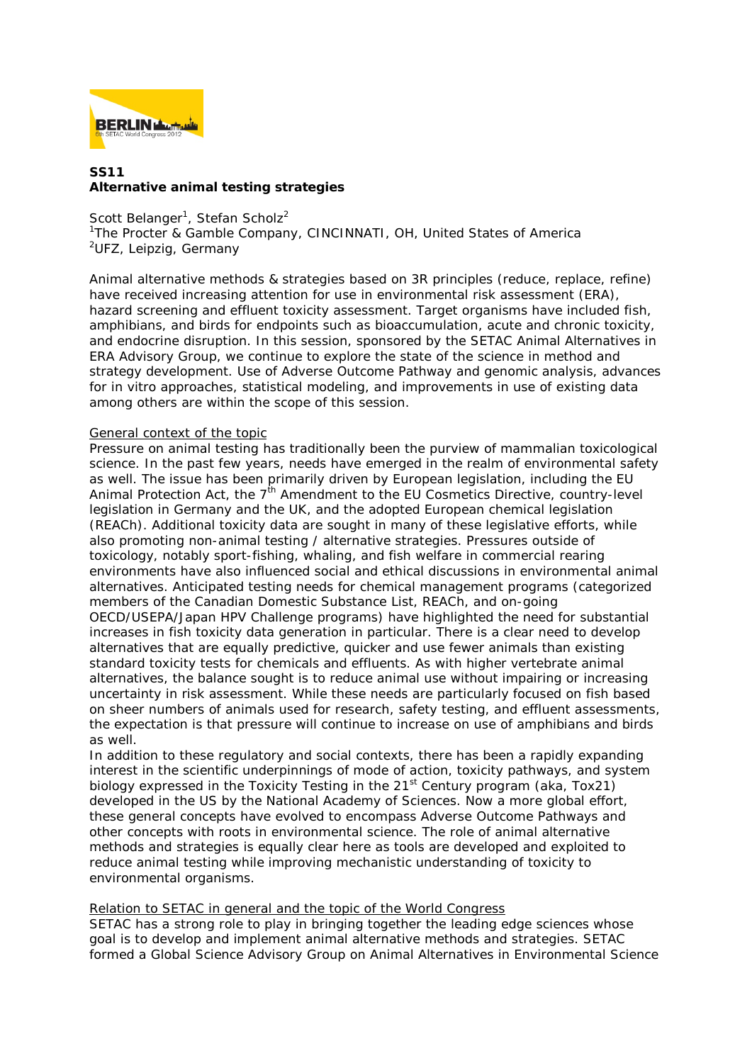## SS11
## Alternative animal testing strategies

Scott Belanger[1], Stefan Scholz[2]
[1]The Procter & Gamble Company, CINCINNATI, OH, United States of America
[2]UFZ, Leipzig, Germany

Animal alternative methods & strategies based on 3R principles (reduce, replace, refine) have received increasing attention for use in environmental risk assessment (ERA), hazard screening and effluent toxicity assessment. Target organisms have included fish, amphibians, and birds for endpoints such as bioaccumulation, acute and chronic toxicity, and endocrine disruption. In this session, sponsored by the SETAC Animal Alternatives in ERA Advisory Group, we continue to explore the state of the science in method and strategy development. Use of Adverse Outcome Pathway and genomic analysis, advances for in vitro approaches, statistical modeling, and improvements in use of existing data among others are within the scope of this session.

General context of the topic

Pressure on animal testing has traditionally been the purview of mammalian toxicological science. In the past few years, needs have emerged in the realm of environmental safety as well. The issue has been primarily driven by European legislation, including the EU Animal Protection Act, the 7th Amendment to the EU Cosmetics Directive, country-level legislation in Germany and the UK, and the adopted European chemical legislation (REACh). Additional toxicity data are sought in many of these legislative efforts, while also promoting non-animal testing / alternative strategies. Pressures outside of toxicology, notably sport-fishing, whaling, and fish welfare in commercial rearing environments have also influenced social and ethical discussions in environmental animal alternatives. Anticipated testing needs for chemical management programs (categorized members of the Canadian Domestic Substance List, REACh, and on-going OECD/USEPA/Japan HPV Challenge programs) have highlighted the need for substantial increases in fish toxicity data generation in particular. There is a clear need to develop alternatives that are equally predictive, quicker and use fewer animals than existing standard toxicity tests for chemicals and effluents. As with higher vertebrate animal alternatives, the balance sought is to reduce animal use without impairing or increasing uncertainty in risk assessment. While these needs are particularly focused on fish based on sheer numbers of animals used for research, safety testing, and effluent assessments, the expectation is that pressure will continue to increase on use of amphibians and birds as well.

In addition to these regulatory and social contexts, there has been a rapidly expanding interest in the scientific underpinnings of mode of action, toxicity pathways, and system biology expressed in the Toxicity Testing in the 21st Century program (aka, Tox21) developed in the US by the National Academy of Sciences. Now a more global effort, these general concepts have evolved to encompass Adverse Outcome Pathways and other concepts with roots in environmental science. The role of animal alternative methods and strategies is equally clear here as tools are developed and exploited to reduce animal testing while improving mechanistic understanding of toxicity to environmental organisms.

Relation to SETAC in general and the topic of the World Congress

SETAC has a strong role to play in bringing together the leading edge sciences whose goal is to develop and implement animal alternative methods and strategies. SETAC formed a Global Science Advisory Group on Animal Alternatives in Environmental Science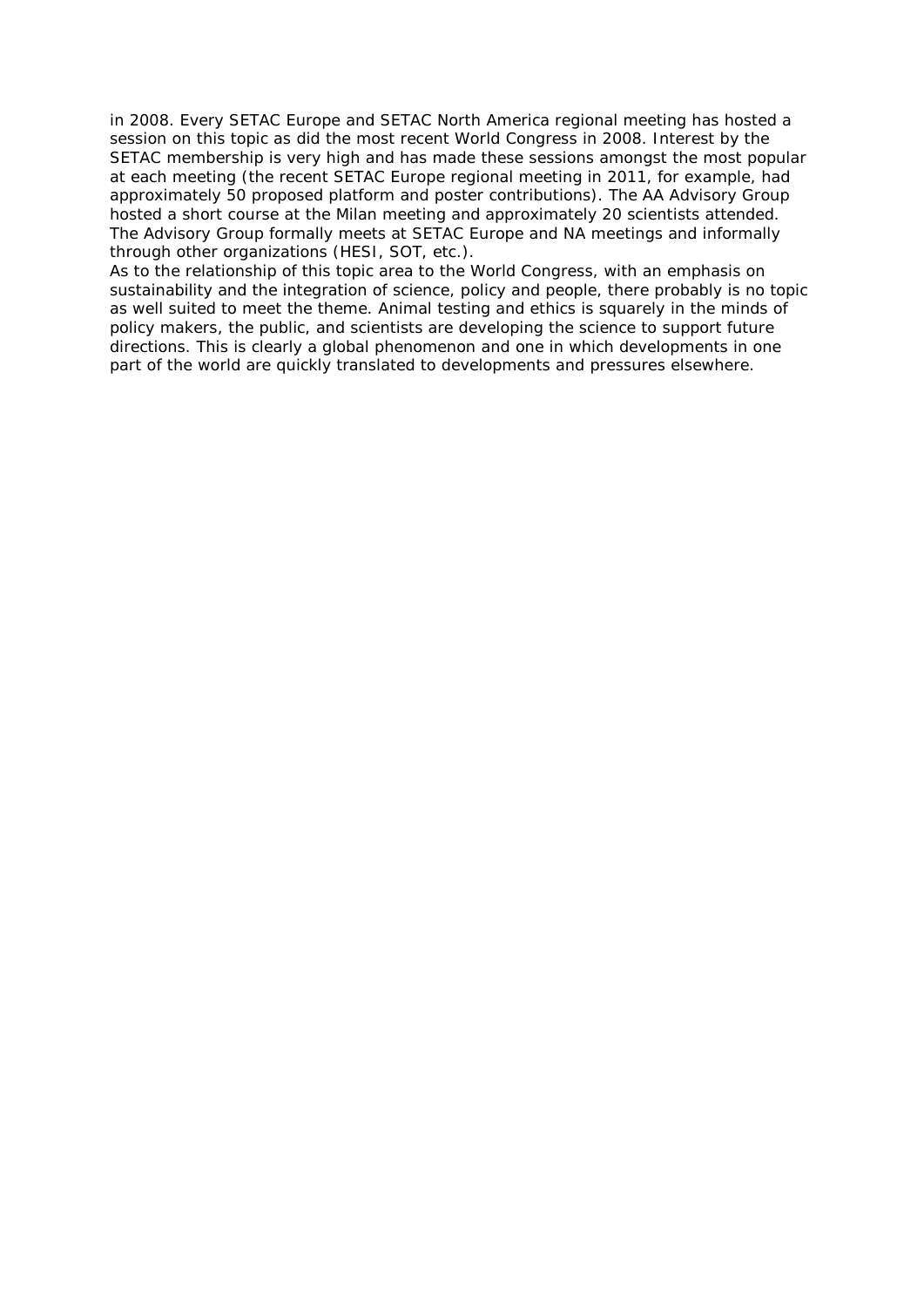in 2008. Every SETAC Europe and SETAC North America regional meeting has hosted a session on this topic as did the most recent World Congress in 2008. Interest by the SETAC membership is very high and has made these sessions amongst the most popular at each meeting (the recent SETAC Europe regional meeting in 2011, for example, had approximately 50 proposed platform and poster contributions). The AA Advisory Group hosted a short course at the Milan meeting and approximately 20 scientists attended. The Advisory Group formally meets at SETAC Europe and NA meetings and informally through other organizations (HESI, SOT, etc.).

As to the relationship of this topic area to the World Congress, with an emphasis on sustainability and the integration of science, policy and people, there probably is no topic as well suited to meet the theme. Animal testing and ethics is squarely in the minds of policy makers, the public, and scientists are developing the science to support future directions. This is clearly a global phenomenon and one in which developments in one part of the world are quickly translated to developments and pressures elsewhere.